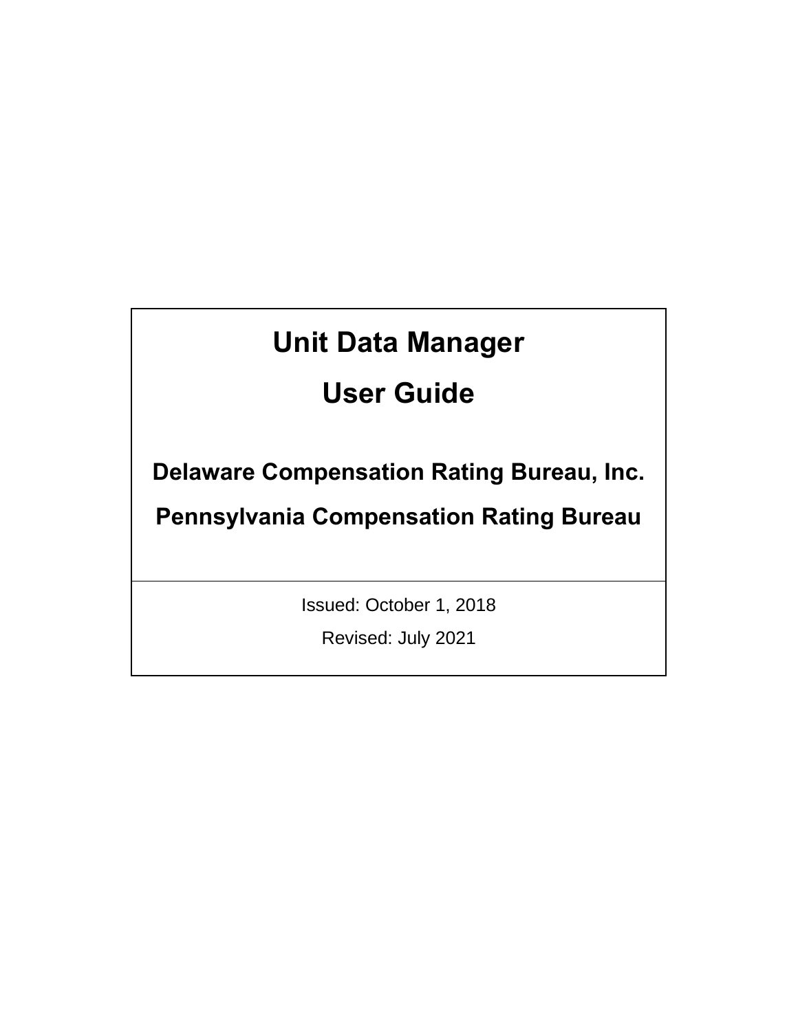# Unit Data Manager

# User Guide

## Delaware Compensation Rating Bureau, Inc.

## Pennsylvania Compensation Rating Bureau

Issued: October 1, 2018

Revised: July 2021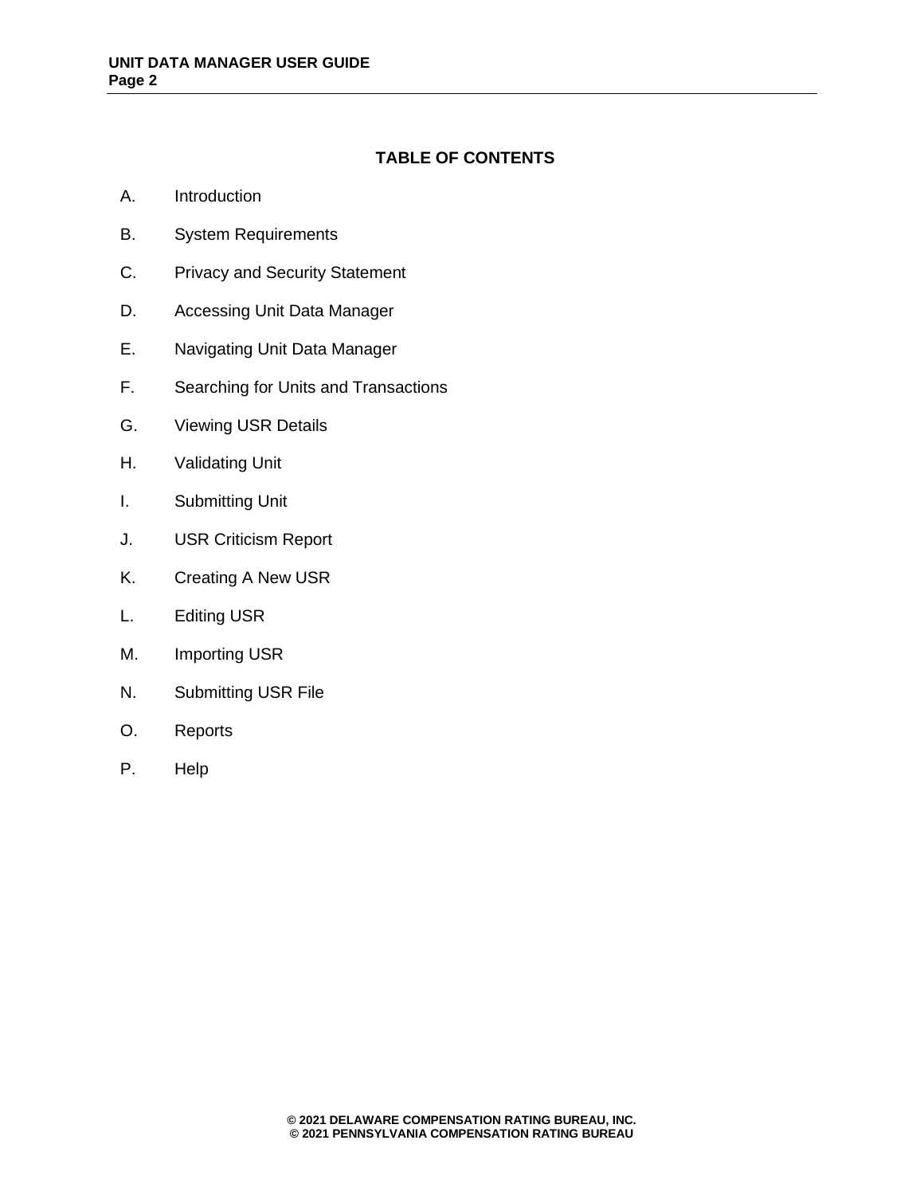## TABLE OF CONTENTS

A. Introduction

B. System Requirements

C. Privacy and Security Statement

D. Accessing Unit Data Manager

E. Navigating Unit Data Manager

F. Searching for Units and Transactions

G. Viewing USR Details

H. Validating Unit

I. Submitting Unit

J. USR Criticism Report

K. Creating A New USR

L. Editing USR

M. Importing USR

N. Submitting USR File

O. Reports

P. Help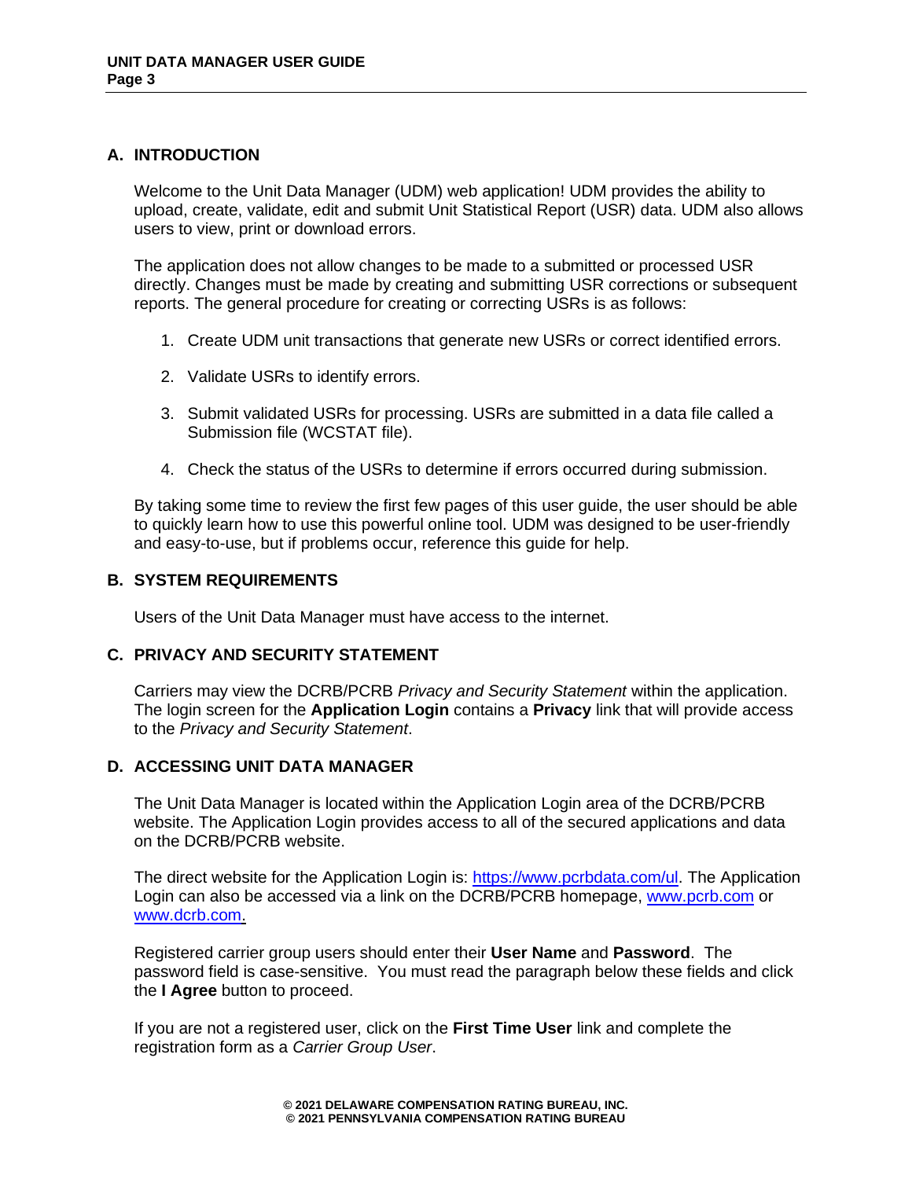## A. INTRODUCTION

Welcome to the Unit Data Manager (UDM) web application! UDM provides the ability to upload, create, validate, edit and submit Unit Statistical Report (USR) data. UDM also allows users to view, print or download errors.

The application does not allow changes to be made to a submitted or processed USR directly. Changes must be made by creating and submitting USR corrections or subsequent reports. The general procedure for creating or correcting USRs is as follows:

1. Create UDM unit transactions that generate new USRs or correct identified errors.
2. Validate USRs to identify errors.
3. Submit validated USRs for processing. USRs are submitted in a data file called a Submission file (WCSTAT file).
4. Check the status of the USRs to determine if errors occurred during submission.

By taking some time to review the first few pages of this user guide, the user should be able to quickly learn how to use this powerful online tool. UDM was designed to be user-friendly and easy-to-use, but if problems occur, reference this guide for help.

## B. SYSTEM REQUIREMENTS

Users of the Unit Data Manager must have access to the internet.

## C. PRIVACY AND SECURITY STATEMENT

Carriers may view the DCRB/PCRB *Privacy and Security Statement* within the application. The login screen for the **Application Login** contains a **Privacy** link that will provide access to the *Privacy and Security Statement*.

## D. ACCESSING UNIT DATA MANAGER

The Unit Data Manager is located within the Application Login area of the DCRB/PCRB website. The Application Login provides access to all of the secured applications and data on the DCRB/PCRB website.

The direct website for the Application Login is: [https://www.pcrbdata.com/ul](https://www.pcrbdata.com/ul). The Application Login can also be accessed via a link on the DCRB/PCRB homepage, [www.pcrb.com](http://www.pcrb.com) or [www.dcrb.com](http://www.dcrb.com).

Registered carrier group users should enter their **User Name** and **Password**. The password field is case-sensitive. You must read the paragraph below these fields and click the **I Agree** button to proceed.

If you are not a registered user, click on the **First Time User** link and complete the registration form as a *Carrier Group User*.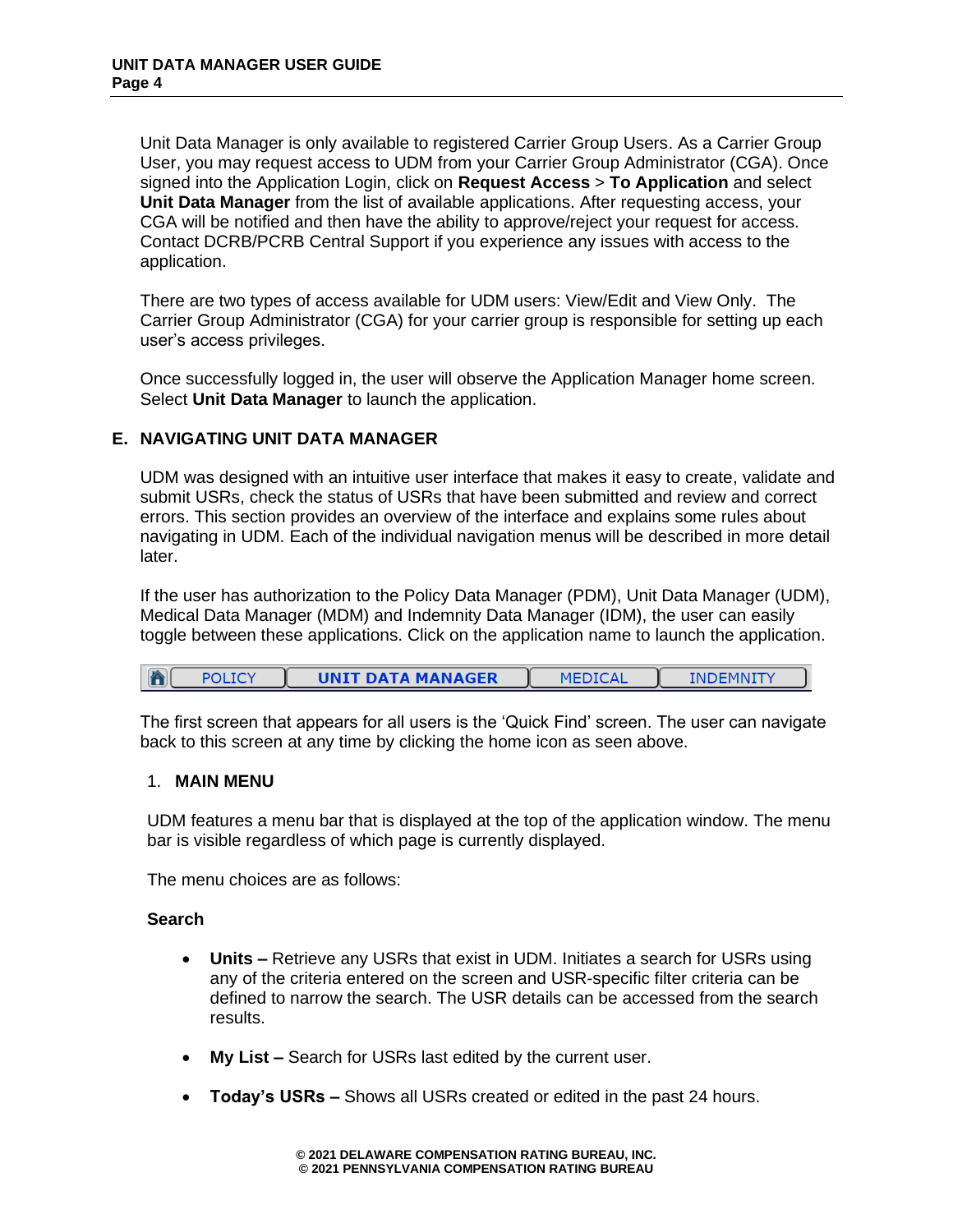Unit Data Manager is only available to registered Carrier Group Users. As a Carrier Group User, you may request access to UDM from your Carrier Group Administrator (CGA). Once signed into the Application Login, click on **Request Access** > **To Application** and select **Unit Data Manager** from the list of available applications. After requesting access, your CGA will be notified and then have the ability to approve/reject your request for access. Contact DCRB/PCRB Central Support if you experience any issues with access to the application.

There are two types of access available for UDM users: View/Edit and View Only. The Carrier Group Administrator (CGA) for your carrier group is responsible for setting up each user's access privileges.

Once successfully logged in, the user will observe the Application Manager home screen. Select **Unit Data Manager** to launch the application.

## E. NAVIGATING UNIT DATA MANAGER

UDM was designed with an intuitive user interface that makes it easy to create, validate and submit USRs, check the status of USRs that have been submitted and review and correct errors. This section provides an overview of the interface and explains some rules about navigating in UDM. Each of the individual navigation menus will be described in more detail later.

If the user has authorization to the Policy Data Manager (PDM), Unit Data Manager (UDM), Medical Data Manager (MDM) and Indemnity Data Manager (IDM), the user can easily toggle between these applications. Click on the application name to launch the application.

POLICY | **UNIT DATA MANAGER** | MEDICAL | INDEMNITY

The first screen that appears for all users is the 'Quick Find' screen. The user can navigate back to this screen at any time by clicking the home icon as seen above.

### 1. MAIN MENU

UDM features a menu bar that is displayed at the top of the application window. The menu bar is visible regardless of which page is currently displayed.

The menu choices are as follows:

**Search**

- **Units –** Retrieve any USRs that exist in UDM. Initiates a search for USRs using any of the criteria entered on the screen and USR-specific filter criteria can be defined to narrow the search. The USR details can be accessed from the search results.

- **My List –** Search for USRs last edited by the current user.

- **Today's USRs –** Shows all USRs created or edited in the past 24 hours.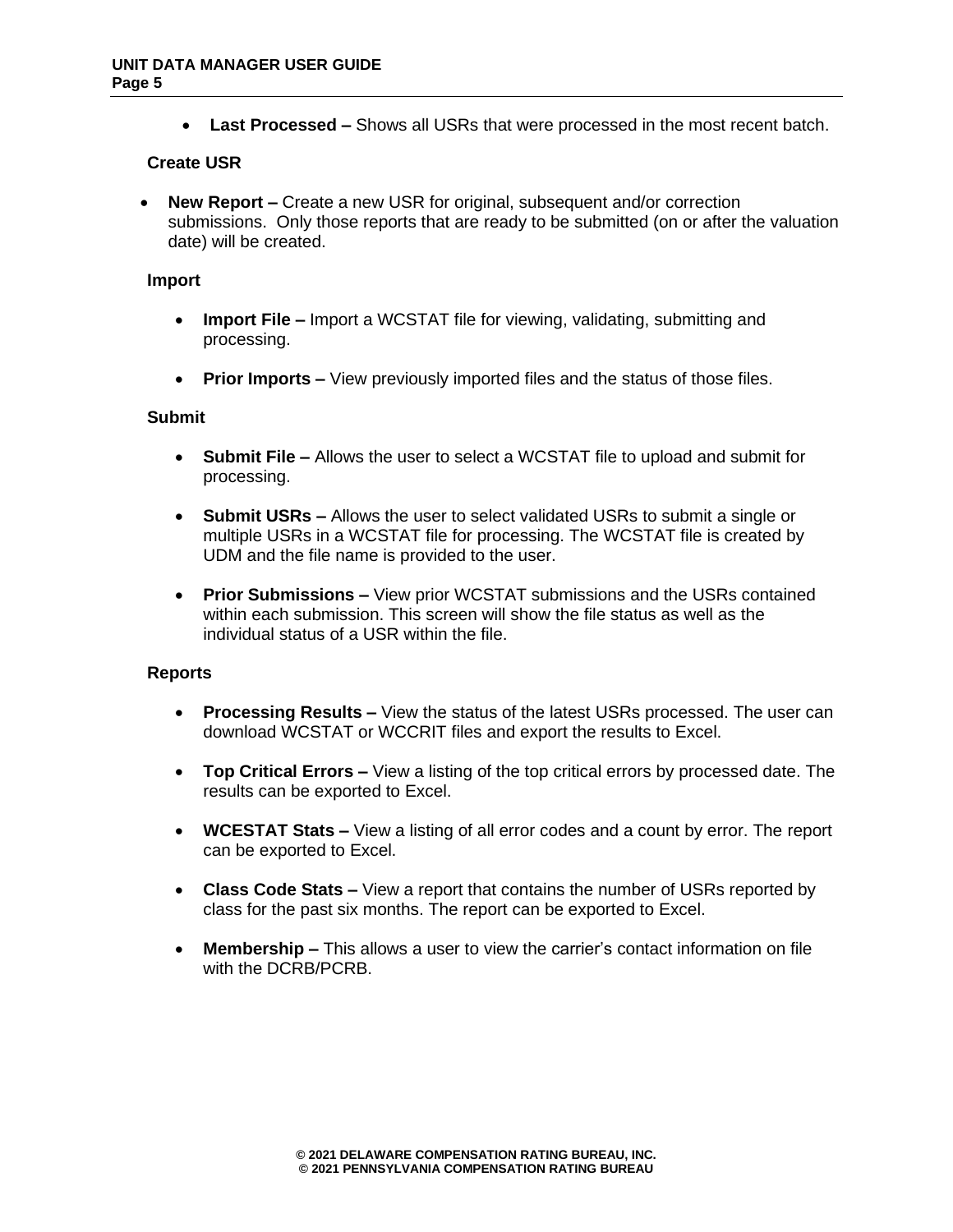- **Last Processed –** Shows all USRs that were processed in the most recent batch.

**Create USR**

- **New Report –** Create a new USR for original, subsequent and/or correction submissions. Only those reports that are ready to be submitted (on or after the valuation date) will be created.

**Import**

- **Import File –** Import a WCSTAT file for viewing, validating, submitting and processing.
- **Prior Imports –** View previously imported files and the status of those files.

**Submit**

- **Submit File –** Allows the user to select a WCSTAT file to upload and submit for processing.
- **Submit USRs –** Allows the user to select validated USRs to submit a single or multiple USRs in a WCSTAT file for processing. The WCSTAT file is created by UDM and the file name is provided to the user.
- **Prior Submissions –** View prior WCSTAT submissions and the USRs contained within each submission. This screen will show the file status as well as the individual status of a USR within the file.

**Reports**

- **Processing Results –** View the status of the latest USRs processed. The user can download WCSTAT or WCCRIT files and export the results to Excel.
- **Top Critical Errors –** View a listing of the top critical errors by processed date. The results can be exported to Excel.
- **WCESTAT Stats –** View a listing of all error codes and a count by error. The report can be exported to Excel.
- **Class Code Stats –** View a report that contains the number of USRs reported by class for the past six months. The report can be exported to Excel.
- **Membership –** This allows a user to view the carrier's contact information on file with the DCRB/PCRB.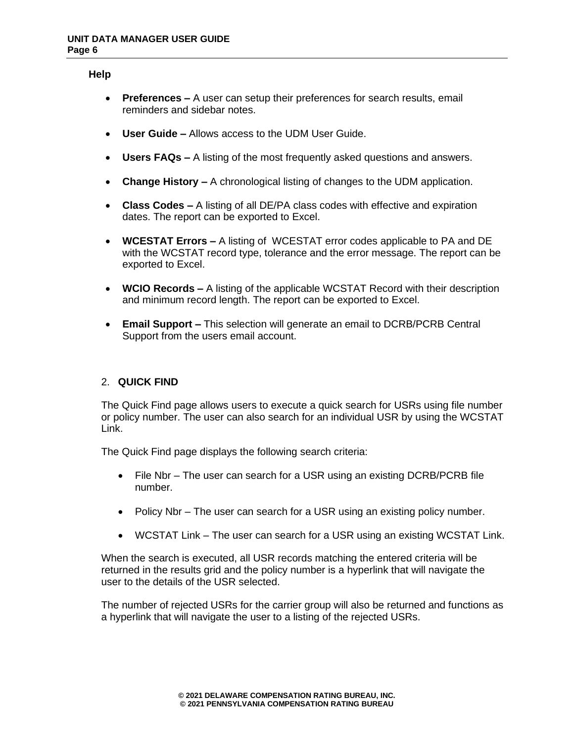**Help**

- **Preferences –** A user can setup their preferences for search results, email reminders and sidebar notes.

- **User Guide –** Allows access to the UDM User Guide.

- **Users FAQs –** A listing of the most frequently asked questions and answers.

- **Change History –** A chronological listing of changes to the UDM application.

- **Class Codes –** A listing of all DE/PA class codes with effective and expiration dates. The report can be exported to Excel.

- **WCESTAT Errors –** A listing of WCESTAT error codes applicable to PA and DE with the WCSTAT record type, tolerance and the error message. The report can be exported to Excel.

- **WCIO Records –** A listing of the applicable WCSTAT Record with their description and minimum record length. The report can be exported to Excel.

- **Email Support –** This selection will generate an email to DCRB/PCRB Central Support from the users email account.

## 2. QUICK FIND

The Quick Find page allows users to execute a quick search for USRs using file number or policy number. The user can also search for an individual USR by using the WCSTAT Link.

The Quick Find page displays the following search criteria:

- File Nbr – The user can search for a USR using an existing DCRB/PCRB file number.

- Policy Nbr – The user can search for a USR using an existing policy number.

- WCSTAT Link – The user can search for a USR using an existing WCSTAT Link.

When the search is executed, all USR records matching the entered criteria will be returned in the results grid and the policy number is a hyperlink that will navigate the user to the details of the USR selected.

The number of rejected USRs for the carrier group will also be returned and functions as a hyperlink that will navigate the user to a listing of the rejected USRs.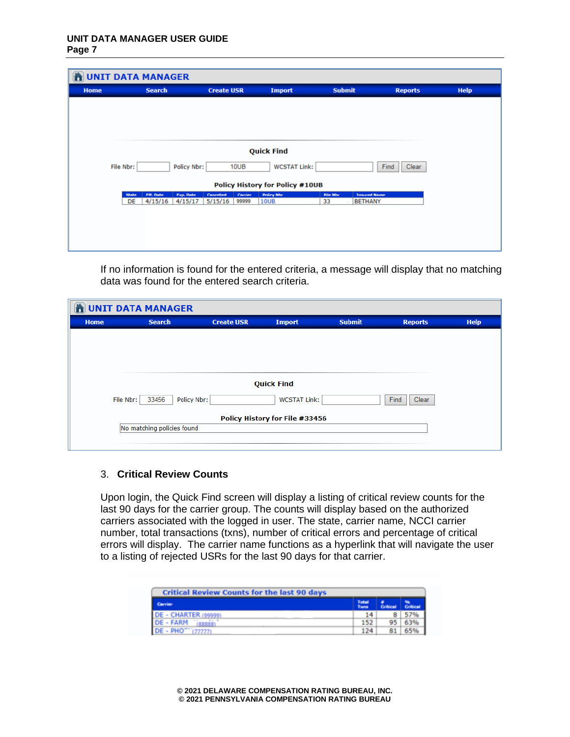If no information is found for the entered criteria, a message will display that no matching data was found for the entered search criteria.

3. **Critical Review Counts**

Upon login, the Quick Find screen will display a listing of critical review counts for the last 90 days for the carrier group. The counts will display based on the authorized carriers associated with the logged in user. The state, carrier name, NCCI carrier number, total transactions (txns), number of critical errors and percentage of critical errors will display. The carrier name functions as a hyperlink that will navigate the user to a listing of rejected USRs for the last 90 days for that carrier.

© 2021 DELAWARE COMPENSATION RATING BUREAU, INC.
© 2021 PENNSYLVANIA COMPENSATION RATING BUREAU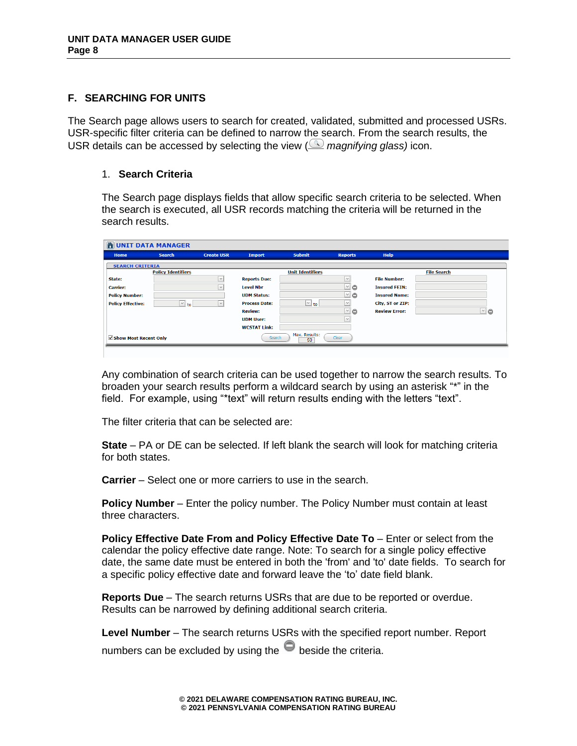## F. SEARCHING FOR UNITS

The Search page allows users to search for created, validated, submitted and processed USRs. USR-specific filter criteria can be defined to narrow the search. From the search results, the USR details can be accessed by selecting the view (*magnifying glass)* icon.

### 1. Search Criteria

The Search page displays fields that allow specific search criteria to be selected. When the search is executed, all USR records matching the criteria will be returned in the search results.

Any combination of search criteria can be used together to narrow the search results. To broaden your search results perform a wildcard search by using an asterisk "*" in the field. For example, using "*text" will return results ending with the letters "text".

The filter criteria that can be selected are:

**State** – PA or DE can be selected. If left blank the search will look for matching criteria for both states.

**Carrier** – Select one or more carriers to use in the search.

**Policy Number** – Enter the policy number. The Policy Number must contain at least three characters.

**Policy Effective Date From and Policy Effective Date To** – Enter or select from the calendar the policy effective date range. Note: To search for a single policy effective date, the same date must be entered in both the 'from' and 'to' date fields. To search for a specific policy effective date and forward leave the 'to' date field blank.

**Reports Due** – The search returns USRs that are due to be reported or overdue. Results can be narrowed by defining additional search criteria.

**Level Number** – The search returns USRs with the specified report number. Report numbers can be excluded by using the beside the criteria.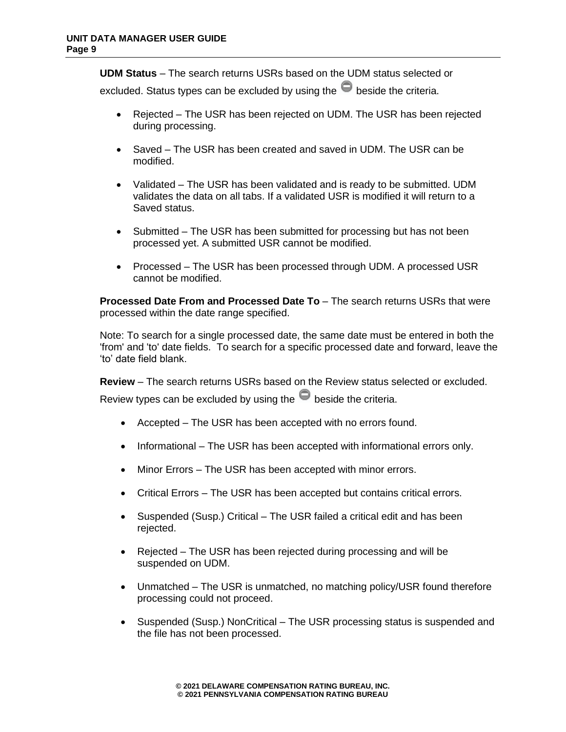**UDM Status** – The search returns USRs based on the UDM status selected or excluded. Status types can be excluded by using the ⊖ beside the criteria.

- Rejected – The USR has been rejected on UDM. The USR has been rejected during processing.
- Saved – The USR has been created and saved in UDM. The USR can be modified.
- Validated – The USR has been validated and is ready to be submitted. UDM validates the data on all tabs. If a validated USR is modified it will return to a Saved status.
- Submitted – The USR has been submitted for processing but has not been processed yet. A submitted USR cannot be modified.
- Processed – The USR has been processed through UDM. A processed USR cannot be modified.

**Processed Date From and Processed Date To** – The search returns USRs that were processed within the date range specified.

Note: To search for a single processed date, the same date must be entered in both the 'from' and 'to' date fields. To search for a specific processed date and forward, leave the 'to' date field blank.

**Review** – The search returns USRs based on the Review status selected or excluded. Review types can be excluded by using the ⊖ beside the criteria.

- Accepted – The USR has been accepted with no errors found.
- Informational – The USR has been accepted with informational errors only.
- Minor Errors – The USR has been accepted with minor errors.
- Critical Errors – The USR has been accepted but contains critical errors.
- Suspended (Susp.) Critical – The USR failed a critical edit and has been rejected.
- Rejected – The USR has been rejected during processing and will be suspended on UDM.
- Unmatched – The USR is unmatched, no matching policy/USR found therefore processing could not proceed.
- Suspended (Susp.) NonCritical – The USR processing status is suspended and the file has not been processed.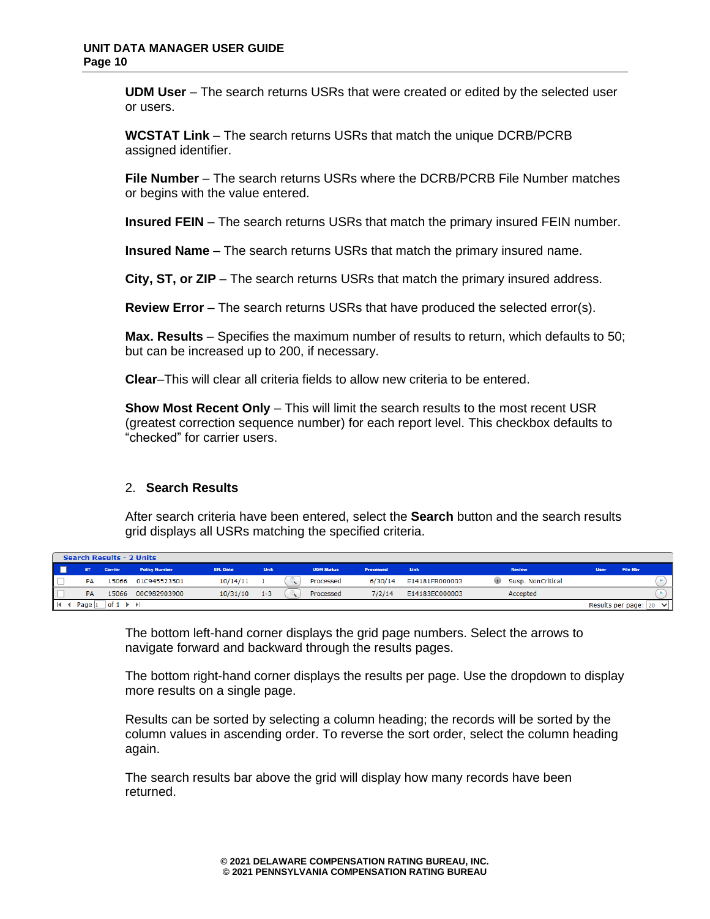**UDM User** – The search returns USRs that were created or edited by the selected user or users.

**WCSTAT Link** – The search returns USRs that match the unique DCRB/PCRB assigned identifier.

**File Number** – The search returns USRs where the DCRB/PCRB File Number matches or begins with the value entered.

**Insured FEIN** – The search returns USRs that match the primary insured FEIN number.

**Insured Name** – The search returns USRs that match the primary insured name.

**City, ST, or ZIP** – The search returns USRs that match the primary insured address.

**Review Error** – The search returns USRs that have produced the selected error(s).

**Max. Results** – Specifies the maximum number of results to return, which defaults to 50; but can be increased up to 200, if necessary.

**Clear**–This will clear all criteria fields to allow new criteria to be entered.

**Show Most Recent Only** – This will limit the search results to the most recent USR (greatest correction sequence number) for each report level. This checkbox defaults to "checked" for carrier users.

## 2. Search Results

After search criteria have been entered, select the **Search** button and the search results grid displays all USRs matching the specified criteria.

Search Results - 2 Units

| | ST | Carrier | Policy Number | Eff. Date | Unit | | UDM Status | Processed | Link | Review | User | File Nbr |
|---|---|---|---|---|---|---|---|---|---|---|---|---|
| ☐ | PA | 15066 | 01C945523501 | 10/14/11 | 1 | | Processed | 6/30/14 | E14181FR000003 | Susp. NonCritical | | |
| ☐ | PA | 15066 | 00C982903900 | 10/31/10 | 1-3 | | Processed | 7/2/14 | E14183EC000003 | Accepted | | |

Page 1 of 1 — Results per page: 20

The bottom left-hand corner displays the grid page numbers. Select the arrows to navigate forward and backward through the results pages.

The bottom right-hand corner displays the results per page. Use the dropdown to display more results on a single page.

Results can be sorted by selecting a column heading; the records will be sorted by the column values in ascending order. To reverse the sort order, select the column heading again.

The search results bar above the grid will display how many records have been returned.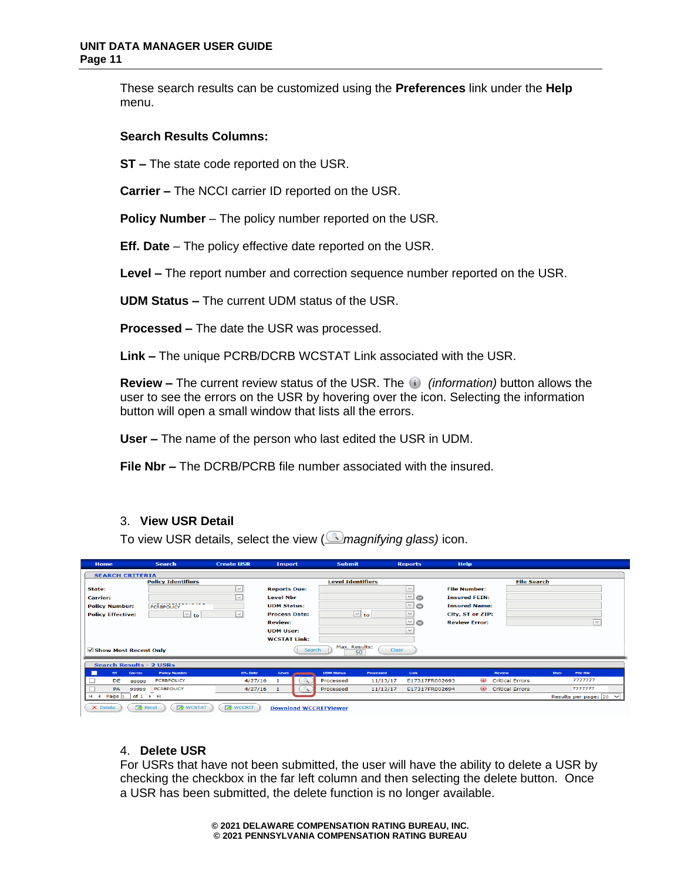These search results can be customized using the **Preferences** link under the **Help** menu.

**Search Results Columns:**

**ST –** The state code reported on the USR.

**Carrier –** The NCCI carrier ID reported on the USR.

**Policy Number** – The policy number reported on the USR.

**Eff. Date** – The policy effective date reported on the USR.

**Level –** The report number and correction sequence number reported on the USR.

**UDM Status –** The current UDM status of the USR.

**Processed –** The date the USR was processed.

**Link –** The unique PCRB/DCRB WCSTAT Link associated with the USR.

**Review –** The current review status of the USR. The *(information)* button allows the user to see the errors on the USR by hovering over the icon. Selecting the information button will open a small window that lists all the errors.

**User –** The name of the person who last edited the USR in UDM.

**File Nbr –** The DCRB/PCRB file number associated with the insured.

## 3. View USR Detail

To view USR details, select the view (*magnifying glass)* icon.

## 4. Delete USR

For USRs that have not been submitted, the user will have the ability to delete a USR by checking the checkbox in the far left column and then selecting the delete button. Once a USR has been submitted, the delete function is no longer available.

© 2021 DELAWARE COMPENSATION RATING BUREAU, INC.
© 2021 PENNSYLVANIA COMPENSATION RATING BUREAU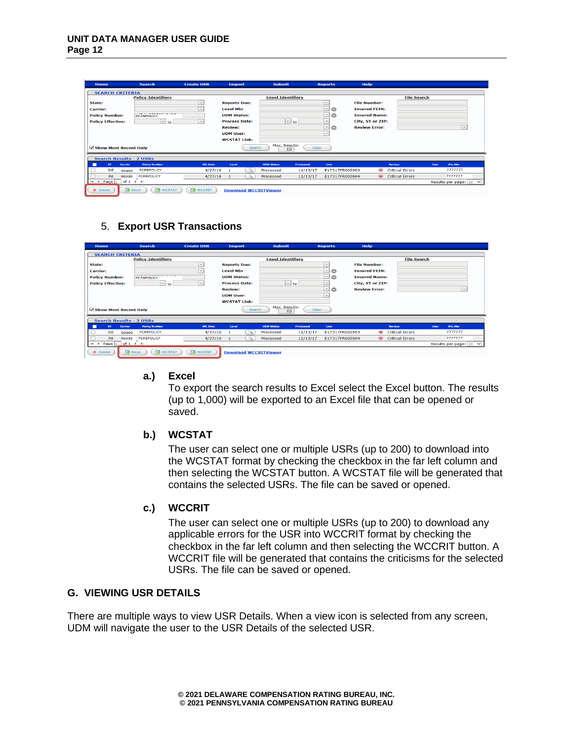## 5. Export USR Transactions

**a.) Excel**

To export the search results to Excel select the Excel button. The results (up to 1,000) will be exported to an Excel file that can be opened or saved.

**b.) WCSTAT**

The user can select one or multiple USRs (up to 200) to download into the WCSTAT format by checking the checkbox in the far left column and then selecting the WCSTAT button. A WCSTAT file will be generated that contains the selected USRs. The file can be saved or opened.

**c.) WCCRIT**

The user can select one or multiple USRs (up to 200) to download any applicable errors for the USR into WCCRIT format by checking the checkbox in the far left column and then selecting the WCCRIT button. A WCCRIT file will be generated that contains the criticisms for the selected USRs. The file can be saved or opened.

## G. VIEWING USR DETAILS

There are multiple ways to view USR Details. When a view icon is selected from any screen, UDM will navigate the user to the USR Details of the selected USR.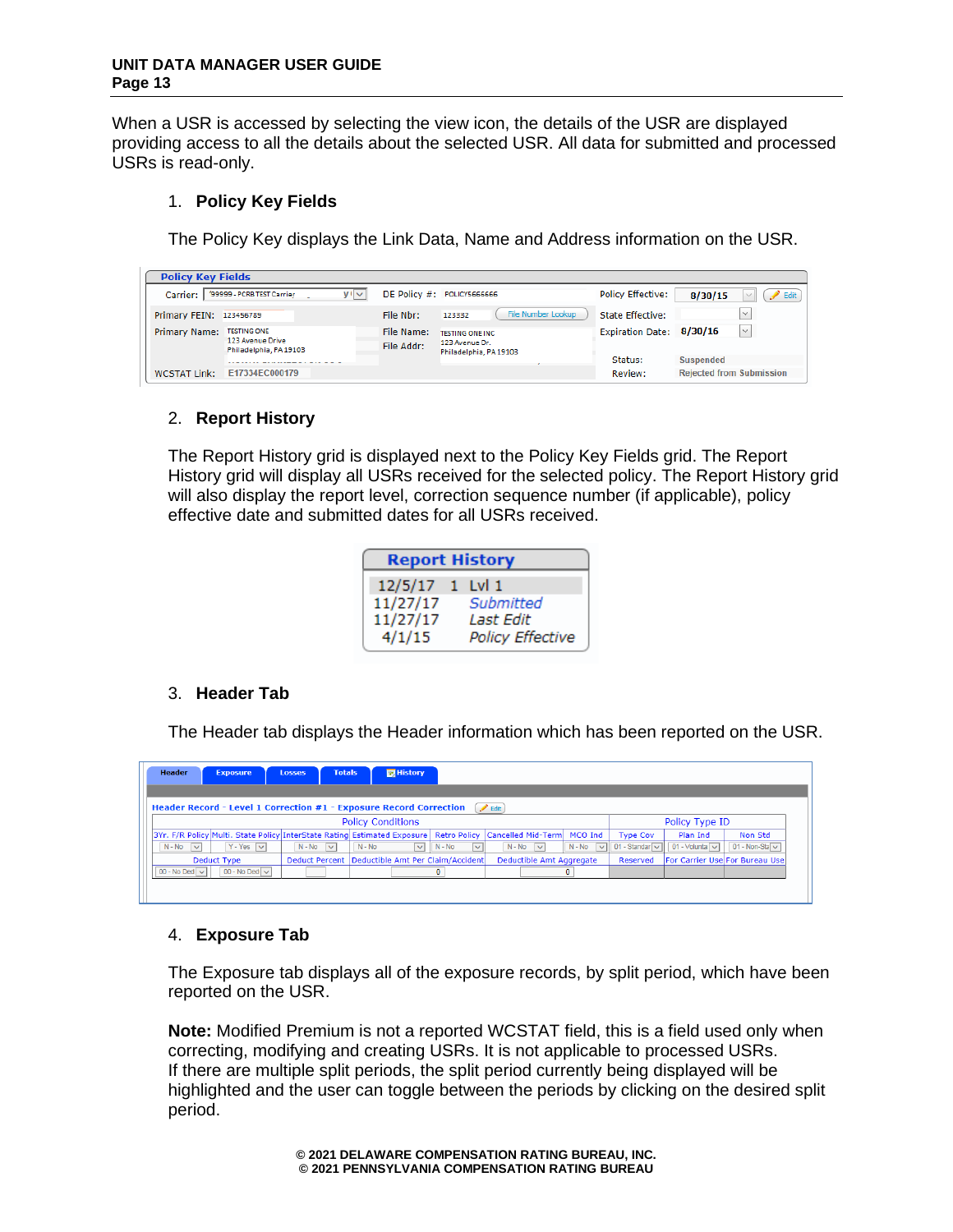When a USR is accessed by selecting the view icon, the details of the USR are displayed providing access to all the details about the selected USR. All data for submitted and processed USRs is read-only.

1. **Policy Key Fields**

   The Policy Key displays the Link Data, Name and Address information on the USR.

2. **Report History**

   The Report History grid is displayed next to the Policy Key Fields grid. The Report History grid will display all USRs received for the selected policy. The Report History grid will also display the report level, correction sequence number (if applicable), policy effective date and submitted dates for all USRs received.

3. **Header Tab**

   The Header tab displays the Header information which has been reported on the USR.

4. **Exposure Tab**

   The Exposure tab displays all of the exposure records, by split period, which have been reported on the USR.

   **Note:** Modified Premium is not a reported WCSTAT field, this is a field used only when correcting, modifying and creating USRs. It is not applicable to processed USRs. If there are multiple split periods, the split period currently being displayed will be highlighted and the user can toggle between the periods by clicking on the desired split period.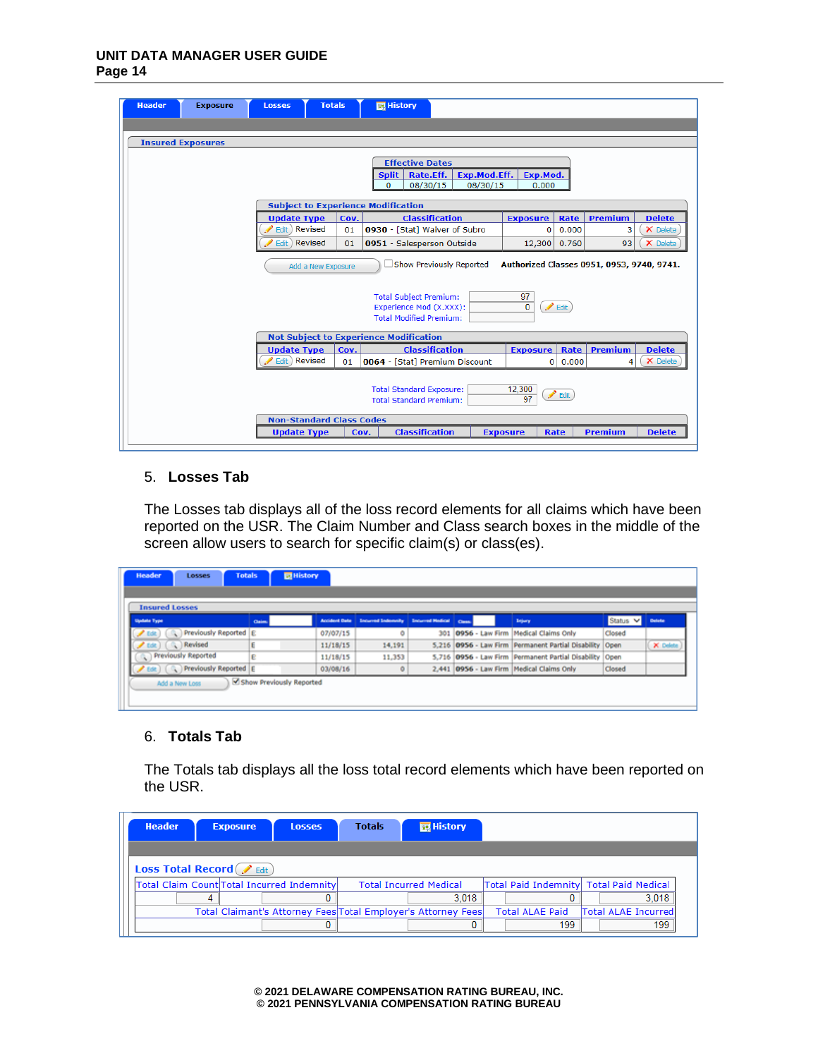Header | Exposure | Losses | Totals | History

**Insured Exposures**

**Effective Dates**

| Split | Rate.Eff. | Exp.Mod.Eff. | Exp.Mod. |
|---|---|---|---|
| 0 | 08/30/15 | 08/30/15 | 0.000 |

**Subject to Experience Modification**

| Update Type | Cov. | Classification | Exposure | Rate | Premium | Delete |
|---|---|---|---|---|---|---|
| Edit Revised | 01 | 0930 - [Stat] Waiver of Subro | 0 | 0.000 | 3 | Delete |
| Edit Revised | 01 | 0951 - Salesperson Outside | 12,300 | 0.760 | 93 | Delete |

Add a New Exposure | Show Previously Reported | **Authorized Classes 0951, 0953, 9740, 9741.**

Total Subject Premium: 97
Experience Mod (X.XXX): 0
Total Modified Premium:
Edit

**Not Subject to Experience Modification**

| Update Type | Cov. | Classification | Exposure | Rate | Premium | Delete |
|---|---|---|---|---|---|---|
| Edit Revised | 01 | 0064 - [Stat] Premium Discount | 0 | 0.000 | 4 | Delete |

Total Standard Exposure: 12,300
Total Standard Premium: 97
Edit

**Non-Standard Class Codes**

| Update Type | Cov. | Classification | Exposure | Rate | Premium | Delete |
|---|---|---|---|---|---|---|

## 5. Losses Tab

The Losses tab displays all of the loss record elements for all claims which have been reported on the USR. The Claim Number and Class search boxes in the middle of the screen allow users to search for specific claim(s) or class(es).

Header | Losses | Totals | History

**Insured Losses**

| Update Type | Claim | Accident Date | Incurred Indemnity | Incurred Medical | Class | Injury | Status | Delete |
|---|---|---|---|---|---|---|---|---|
| Edit Previously Reported | E | 07/07/15 | 0 | 301 | 0956 - Law Firm | Medical Claims Only | Closed | |
| Edit Revised | E | 11/18/15 | 14,191 | 5,216 | 0956 - Law Firm | Permanent Partial Disability | Open | Delete |
| Previously Reported | E | 11/18/15 | 11,353 | 5,716 | 0956 - Law Firm | Permanent Partial Disability | Open | |
| Edit Previously Reported | E | 03/08/16 | 0 | 2,441 | 0956 - Law Firm | Medical Claims Only | Closed | |

Add a New Loss | Show Previously Reported

## 6. Totals Tab

The Totals tab displays all the loss total record elements which have been reported on the USR.

Header | Exposure | Losses | Totals | History

**Loss Total Record** Edit

| Total Claim Count | Total Incurred Indemnity | Total Incurred Medical | Total Paid Indemnity | Total Paid Medical |
|---|---|---|---|---|
| 4 | 0 | 3,018 | 0 | 3,018 |

| Total Claimant's Attorney Fees | Total Employer's Attorney Fees | Total ALAE Paid | Total ALAE Incurred |
|---|---|---|---|
| 0 | 0 | 199 | 199 |

© 2021 DELAWARE COMPENSATION RATING BUREAU, INC.
© 2021 PENNSYLVANIA COMPENSATION RATING BUREAU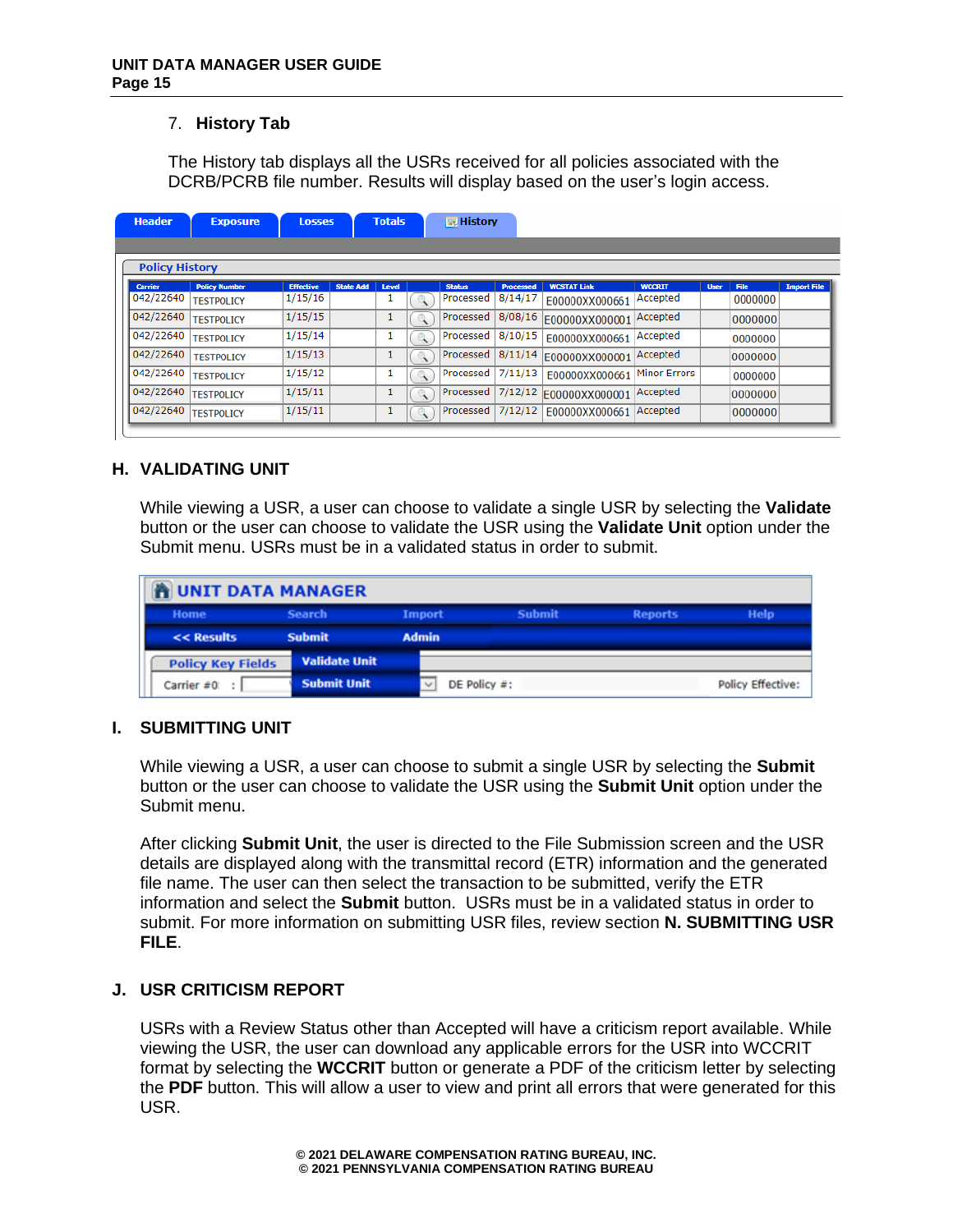7. **History Tab**

The History tab displays all the USRs received for all policies associated with the DCRB/PCRB file number. Results will display based on the user's login access.

Header | Exposure | Losses | Totals | History

**Policy History**

| Carrier | Policy Number | Effective | State Add | Level | | Status | Processed | WCSTAT Link | WCCRIT | User | File | Import File |
|---|---|---|---|---|---|---|---|---|---|---|---|---|
| 042/22640 | TESTPOLICY | 1/15/16 | | 1 | | Processed | 8/14/17 | E00000XX000661 | Accepted | | 0000000 | |
| 042/22640 | TESTPOLICY | 1/15/15 | | 1 | | Processed | 8/08/16 | E00000XX000001 | Accepted | | 0000000 | |
| 042/22640 | TESTPOLICY | 1/15/14 | | 1 | | Processed | 8/10/15 | E00000XX000661 | Accepted | | 0000000 | |
| 042/22640 | TESTPOLICY | 1/15/13 | | 1 | | Processed | 8/11/14 | E00000XX000001 | Accepted | | 0000000 | |
| 042/22640 | TESTPOLICY | 1/15/12 | | 1 | | Processed | 7/11/13 | E00000XX000661 | Minor Errors | | 0000000 | |
| 042/22640 | TESTPOLICY | 1/15/11 | | 1 | | Processed | 7/12/12 | E00000XX000001 | Accepted | | 0000000 | |
| 042/22640 | TESTPOLICY | 1/15/11 | | 1 | | Processed | 7/12/12 | E00000XX000661 | Accepted | | 0000000 | |

## H. VALIDATING UNIT

While viewing a USR, a user can choose to validate a single USR by selecting the **Validate** button or the user can choose to validate the USR using the **Validate Unit** option under the Submit menu. USRs must be in a validated status in order to submit.

UNIT DATA MANAGER

Home | Search | Import | Submit | Reports | Help

<< Results | Submit | Admin

Policy Key Fields | Validate Unit | Submit Unit

Carrier #0: | DE Policy #: | Policy Effective:

## I. SUBMITTING UNIT

While viewing a USR, a user can choose to submit a single USR by selecting the **Submit** button or the user can choose to validate the USR using the **Submit Unit** option under the Submit menu.

After clicking **Submit Unit**, the user is directed to the File Submission screen and the USR details are displayed along with the transmittal record (ETR) information and the generated file name. The user can then select the transaction to be submitted, verify the ETR information and select the **Submit** button. USRs must be in a validated status in order to submit. For more information on submitting USR files, review section **N. SUBMITTING USR FILE**.

## J. USR CRITICISM REPORT

USRs with a Review Status other than Accepted will have a criticism report available. While viewing the USR, the user can download any applicable errors for the USR into WCCRIT format by selecting the **WCCRIT** button or generate a PDF of the criticism letter by selecting the **PDF** button. This will allow a user to view and print all errors that were generated for this USR.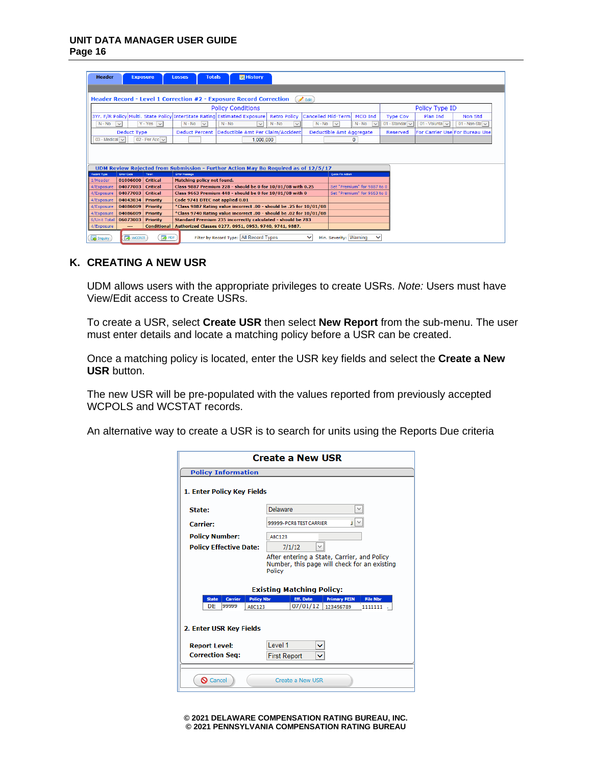## K. CREATING A NEW USR

UDM allows users with the appropriate privileges to create USRs. *Note:* Users must have View/Edit access to Create USRs.

To create a USR, select **Create USR** then select **New Report** from the sub-menu. The user must enter details and locate a matching policy before a USR can be created.

Once a matching policy is located, enter the USR key fields and select the **Create a New USR** button.

The new USR will be pre-populated with the values reported from previously accepted WCPOLS and WCSTAT records.

An alternative way to create a USR is to search for units using the Reports Due criteria

© 2021 DELAWARE COMPENSATION RATING BUREAU, INC.
© 2021 PENNSYLVANIA COMPENSATION RATING BUREAU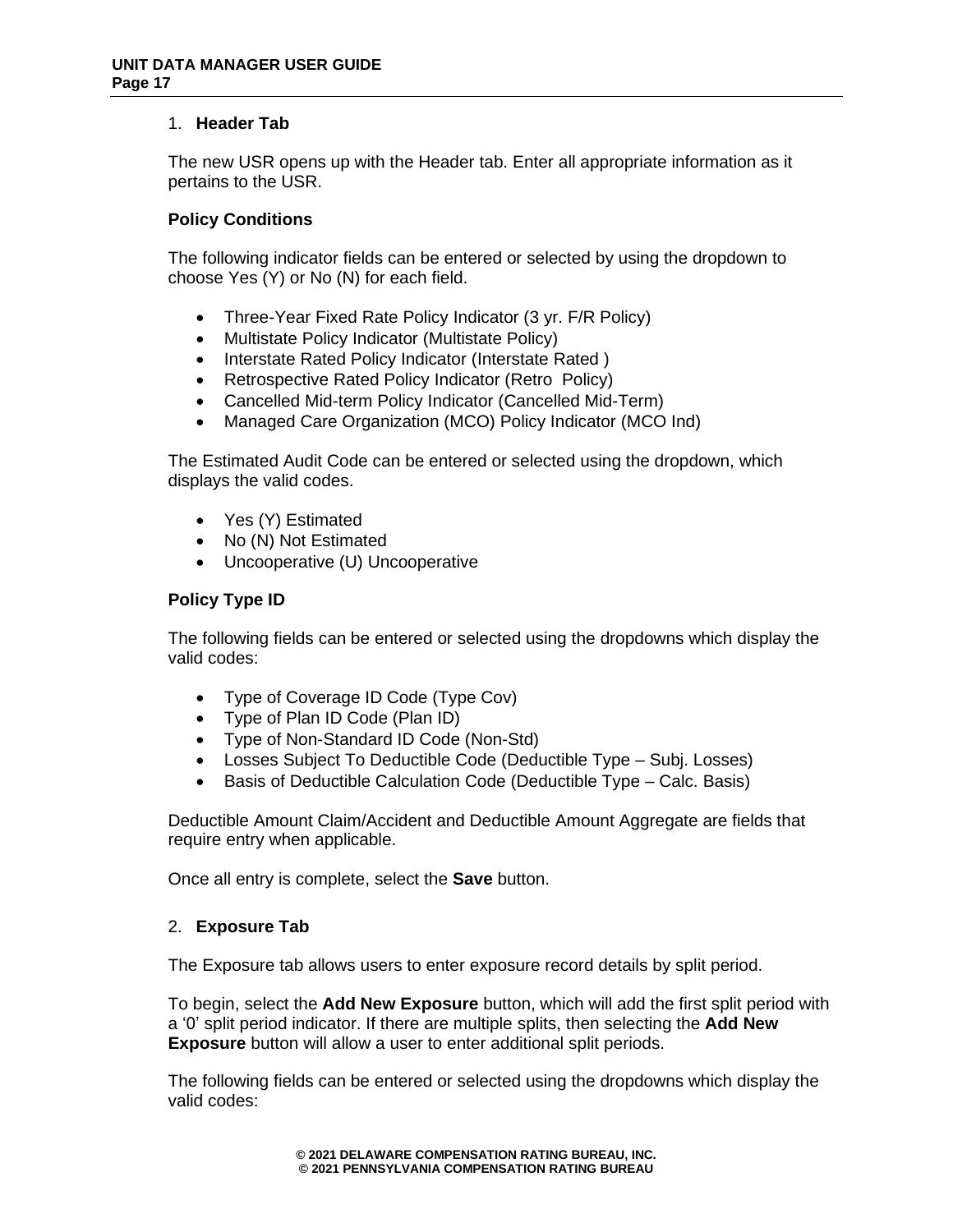1. **Header Tab**

The new USR opens up with the Header tab. Enter all appropriate information as it pertains to the USR.

**Policy Conditions**

The following indicator fields can be entered or selected by using the dropdown to choose Yes (Y) or No (N) for each field.

- Three-Year Fixed Rate Policy Indicator (3 yr. F/R Policy)
- Multistate Policy Indicator (Multistate Policy)
- Interstate Rated Policy Indicator (Interstate Rated )
- Retrospective Rated Policy Indicator (Retro  Policy)
- Cancelled Mid-term Policy Indicator (Cancelled Mid-Term)
- Managed Care Organization (MCO) Policy Indicator (MCO Ind)

The Estimated Audit Code can be entered or selected using the dropdown, which displays the valid codes.

- Yes (Y) Estimated
- No (N) Not Estimated
- Uncooperative (U) Uncooperative

**Policy Type ID**

The following fields can be entered or selected using the dropdowns which display the valid codes:

- Type of Coverage ID Code (Type Cov)
- Type of Plan ID Code (Plan ID)
- Type of Non-Standard ID Code (Non-Std)
- Losses Subject To Deductible Code (Deductible Type – Subj. Losses)
- Basis of Deductible Calculation Code (Deductible Type – Calc. Basis)

Deductible Amount Claim/Accident and Deductible Amount Aggregate are fields that require entry when applicable.

Once all entry is complete, select the **Save** button.

2. **Exposure Tab**

The Exposure tab allows users to enter exposure record details by split period.

To begin, select the **Add New Exposure** button, which will add the first split period with a '0' split period indicator. If there are multiple splits, then selecting the **Add New Exposure** button will allow a user to enter additional split periods.

The following fields can be entered or selected using the dropdowns which display the valid codes: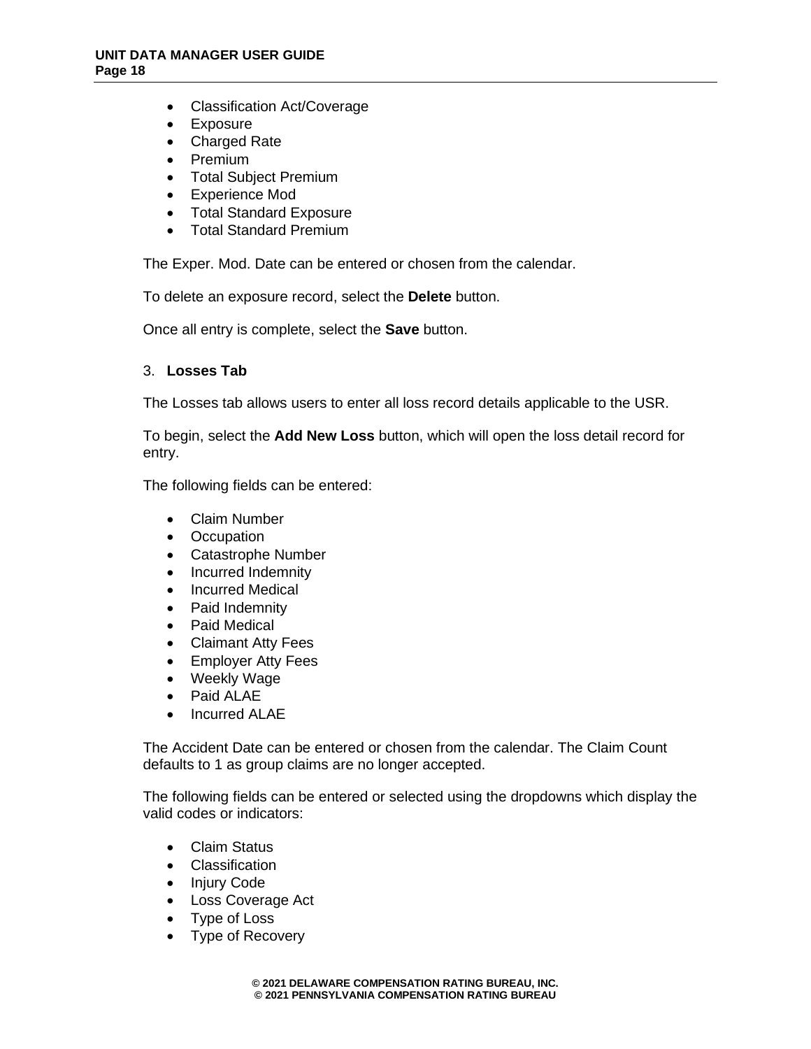- Classification Act/Coverage
- Exposure
- Charged Rate
- Premium
- Total Subject Premium
- Experience Mod
- Total Standard Exposure
- Total Standard Premium

The Exper. Mod. Date can be entered or chosen from the calendar.

To delete an exposure record, select the **Delete** button.

Once all entry is complete, select the **Save** button.

### 3. **Losses Tab**

The Losses tab allows users to enter all loss record details applicable to the USR.

To begin, select the **Add New Loss** button, which will open the loss detail record for entry.

The following fields can be entered:

- Claim Number
- Occupation
- Catastrophe Number
- Incurred Indemnity
- Incurred Medical
- Paid Indemnity
- Paid Medical
- Claimant Atty Fees
- Employer Atty Fees
- Weekly Wage
- Paid ALAE
- Incurred ALAE

The Accident Date can be entered or chosen from the calendar. The Claim Count defaults to 1 as group claims are no longer accepted.

The following fields can be entered or selected using the dropdowns which display the valid codes or indicators:

- Claim Status
- Classification
- Injury Code
- Loss Coverage Act
- Type of Loss
- Type of Recovery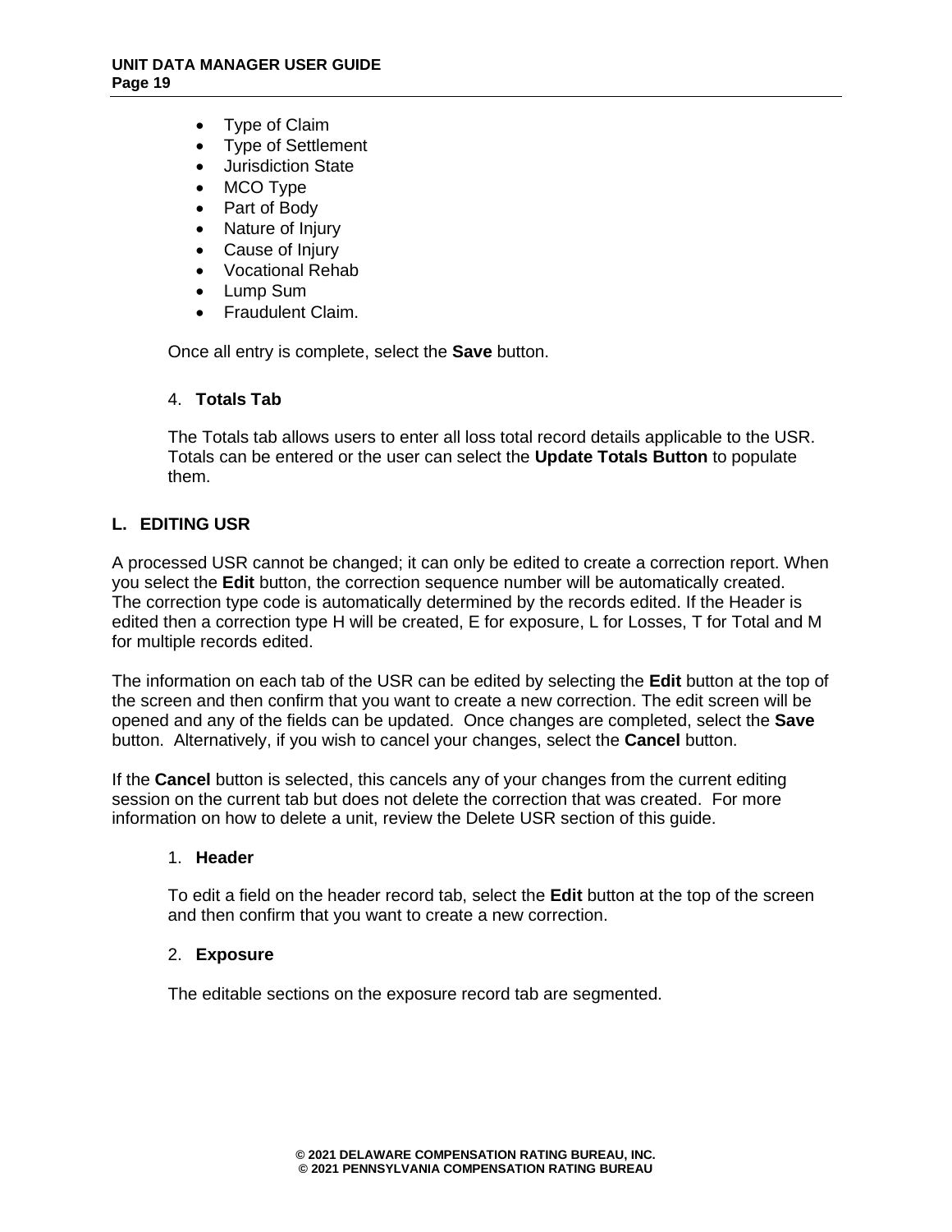- Type of Claim
- Type of Settlement
- Jurisdiction State
- MCO Type
- Part of Body
- Nature of Injury
- Cause of Injury
- Vocational Rehab
- Lump Sum
- Fraudulent Claim.

Once all entry is complete, select the **Save** button.

4. **Totals Tab**

The Totals tab allows users to enter all loss total record details applicable to the USR. Totals can be entered or the user can select the **Update Totals Button** to populate them.

## L. EDITING USR

A processed USR cannot be changed; it can only be edited to create a correction report. When you select the **Edit** button, the correction sequence number will be automatically created. The correction type code is automatically determined by the records edited. If the Header is edited then a correction type H will be created, E for exposure, L for Losses, T for Total and M for multiple records edited.

The information on each tab of the USR can be edited by selecting the **Edit** button at the top of the screen and then confirm that you want to create a new correction. The edit screen will be opened and any of the fields can be updated. Once changes are completed, select the **Save** button. Alternatively, if you wish to cancel your changes, select the **Cancel** button.

If the **Cancel** button is selected, this cancels any of your changes from the current editing session on the current tab but does not delete the correction that was created. For more information on how to delete a unit, review the Delete USR section of this guide.

1. **Header**

To edit a field on the header record tab, select the **Edit** button at the top of the screen and then confirm that you want to create a new correction.

2. **Exposure**

The editable sections on the exposure record tab are segmented.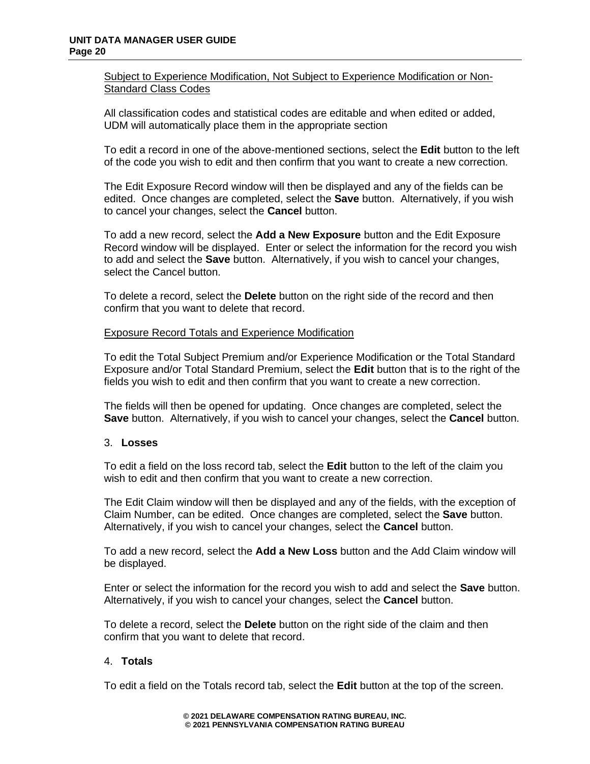Subject to Experience Modification, Not Subject to Experience Modification or Non-Standard Class Codes

All classification codes and statistical codes are editable and when edited or added, UDM will automatically place them in the appropriate section

To edit a record in one of the above-mentioned sections, select the **Edit** button to the left of the code you wish to edit and then confirm that you want to create a new correction.

The Edit Exposure Record window will then be displayed and any of the fields can be edited. Once changes are completed, select the **Save** button. Alternatively, if you wish to cancel your changes, select the **Cancel** button.

To add a new record, select the **Add a New Exposure** button and the Edit Exposure Record window will be displayed. Enter or select the information for the record you wish to add and select the **Save** button. Alternatively, if you wish to cancel your changes, select the Cancel button.

To delete a record, select the **Delete** button on the right side of the record and then confirm that you want to delete that record.

Exposure Record Totals and Experience Modification

To edit the Total Subject Premium and/or Experience Modification or the Total Standard Exposure and/or Total Standard Premium, select the **Edit** button that is to the right of the fields you wish to edit and then confirm that you want to create a new correction.

The fields will then be opened for updating. Once changes are completed, select the **Save** button. Alternatively, if you wish to cancel your changes, select the **Cancel** button.

3. **Losses**

To edit a field on the loss record tab, select the **Edit** button to the left of the claim you wish to edit and then confirm that you want to create a new correction.

The Edit Claim window will then be displayed and any of the fields, with the exception of Claim Number, can be edited. Once changes are completed, select the **Save** button. Alternatively, if you wish to cancel your changes, select the **Cancel** button.

To add a new record, select the **Add a New Loss** button and the Add Claim window will be displayed.

Enter or select the information for the record you wish to add and select the **Save** button. Alternatively, if you wish to cancel your changes, select the **Cancel** button.

To delete a record, select the **Delete** button on the right side of the claim and then confirm that you want to delete that record.

4. **Totals**

To edit a field on the Totals record tab, select the **Edit** button at the top of the screen.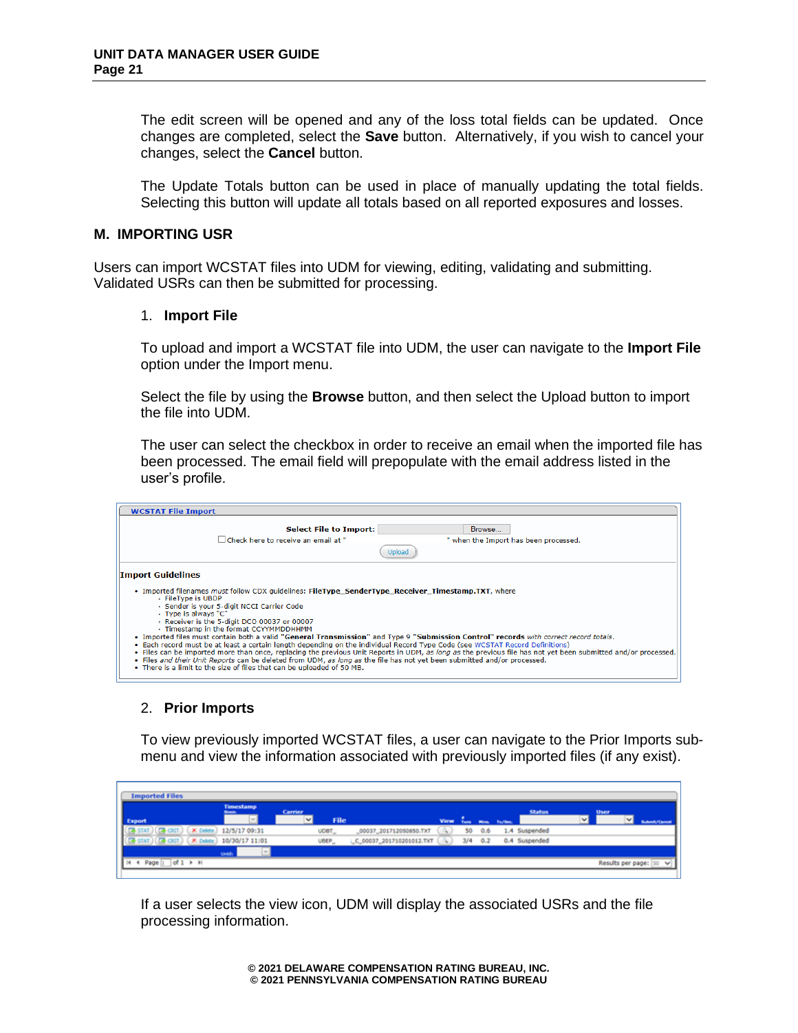The edit screen will be opened and any of the loss total fields can be updated. Once changes are completed, select the **Save** button. Alternatively, if you wish to cancel your changes, select the **Cancel** button.

The Update Totals button can be used in place of manually updating the total fields. Selecting this button will update all totals based on all reported exposures and losses.

## M. IMPORTING USR

Users can import WCSTAT files into UDM for viewing, editing, validating and submitting. Validated USRs can then be submitted for processing.

### 1. Import File

To upload and import a WCSTAT file into UDM, the user can navigate to the **Import File** option under the Import menu.

Select the file by using the **Browse** button, and then select the Upload button to import the file into UDM.

The user can select the checkbox in order to receive an email when the imported file has been processed. The email field will prepopulate with the email address listed in the user's profile.

**WCSTAT File Import**

Select File to Import: [ ] Browse...

☐ Check here to receive an email at " " when the Import has been processed.

Upload

**Import Guidelines**

- Imported filenames *must* follow CDX guidelines: **FileType_SenderType_Receiver_Timestamp.TXT**, where
  - FileType is UDBP
  - Sender is your 5-digit NCCI Carrier Code
  - Type is always "C"
  - Receiver is the 5-digit DCO 00037 or 00007
  - Timestamp in the format CCYYMMDDHHMM
- Imported files must contain both a valid **"General Transmission"** and Type 9 **"Submission Control"** records *with correct record totals*.
- Each record must be at least a certain length depending on the individual Record Type Code (see WCSTAT Record Definitions)
- Files can be imported more than once, replacing the previous Unit Reports in UDM, *as long as* the previous file has not yet been submitted and/or processed.
- Files *and their Unit Reports* can be deleted from UDM, *as long as* the file has not yet been submitted and/or processed.
- There is a limit to the size of files that can be uploaded of 50 MB.

### 2. Prior Imports

To view previously imported WCSTAT files, a user can navigate to the Prior Imports sub-menu and view the information associated with previously imported files (if any exist).

**Imported Files**

| Export | Timestamp | Carrier | File | View | # Tans | Mins. | Tx/Sec. | Status | User | Submit/Cancel |
|---|---|---|---|---|---|---|---|---|---|---|
| STAT / CRIT / Delete | 12/5/17 09:31 | UDBT_ | _00037_201712050850.TXT | | 50 | 0.6 | 1.4 | Suspended | | |
| STAT / CRIT / Delete | 10/30/17 11:01 | UBEP_ | _C_00037_201710201012.TXT | | 3/4 | 0.2 | 0.4 | Suspended | | |

Page 1 of 1 — Results per page: 50

If a user selects the view icon, UDM will display the associated USRs and the file processing information.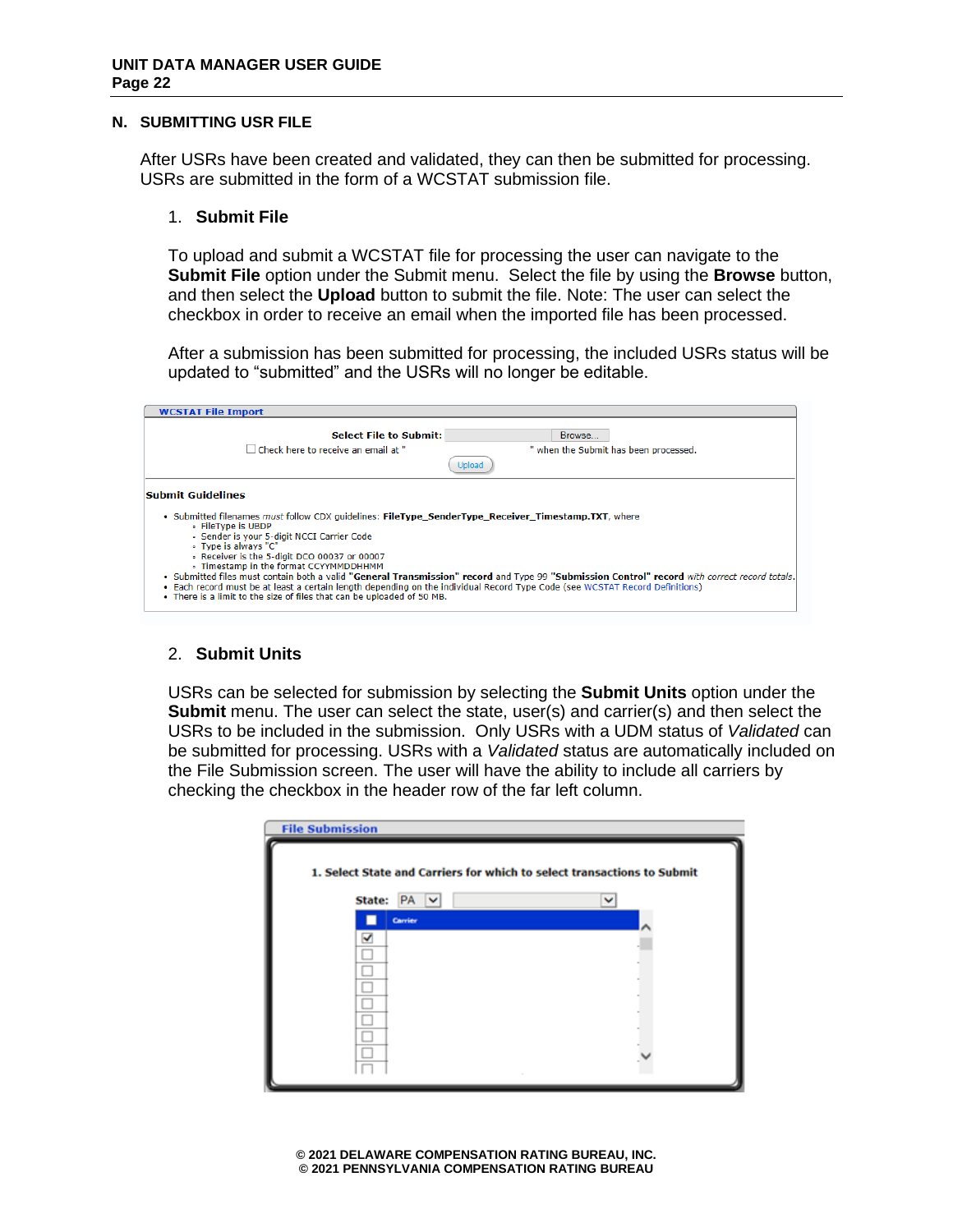## N. SUBMITTING USR FILE

After USRs have been created and validated, they can then be submitted for processing. USRs are submitted in the form of a WCSTAT submission file.

### 1. Submit File

To upload and submit a WCSTAT file for processing the user can navigate to the **Submit File** option under the Submit menu. Select the file by using the **Browse** button, and then select the **Upload** button to submit the file. Note: The user can select the checkbox in order to receive an email when the imported file has been processed.

After a submission has been submitted for processing, the included USRs status will be updated to "submitted" and the USRs will no longer be editable.

**WCSTAT File Import**

Select File to Submit: Browse...

☐ Check here to receive an email at " " when the Submit has been processed.

Upload

**Submit Guidelines**

- Submitted filenames *must* follow CDX guidelines: **FileType_SenderType_Receiver_Timestamp.TXT**, where
  - FileType is UBDP
  - Sender is your 5-digit NCCI Carrier Code
  - Type is always "C"
  - Receiver is the 5-digit DCO 00037 or 00007
  - Timestamp in the format CCYYMMDDHHMM
- Submitted files must contain both a valid **"General Transmission" record** and Type 99 **"Submission Control" record** *with correct record totals*.
- Each record must be at least a certain length depending on the individual Record Type Code (see WCSTAT Record Definitions)
- There is a limit to the size of files that can be uploaded of 50 MB.

### 2. Submit Units

USRs can be selected for submission by selecting the **Submit Units** option under the **Submit** menu. The user can select the state, user(s) and carrier(s) and then select the USRs to be included in the submission. Only USRs with a UDM status of *Validated* can be submitted for processing. USRs with a *Validated* status are automatically included on the File Submission screen. The user will have the ability to include all carriers by checking the checkbox in the header row of the far left column.

**File Submission**

**1. Select State and Carriers for which to select transactions to Submit**

State: PA

| ☐ | Carrier |
|---|---|
| ☑ | |
| ☐ | |
| ☐ | |
| ☐ | |
| ☐ | |
| ☐ | |
| ☐ | |
| ☐ | |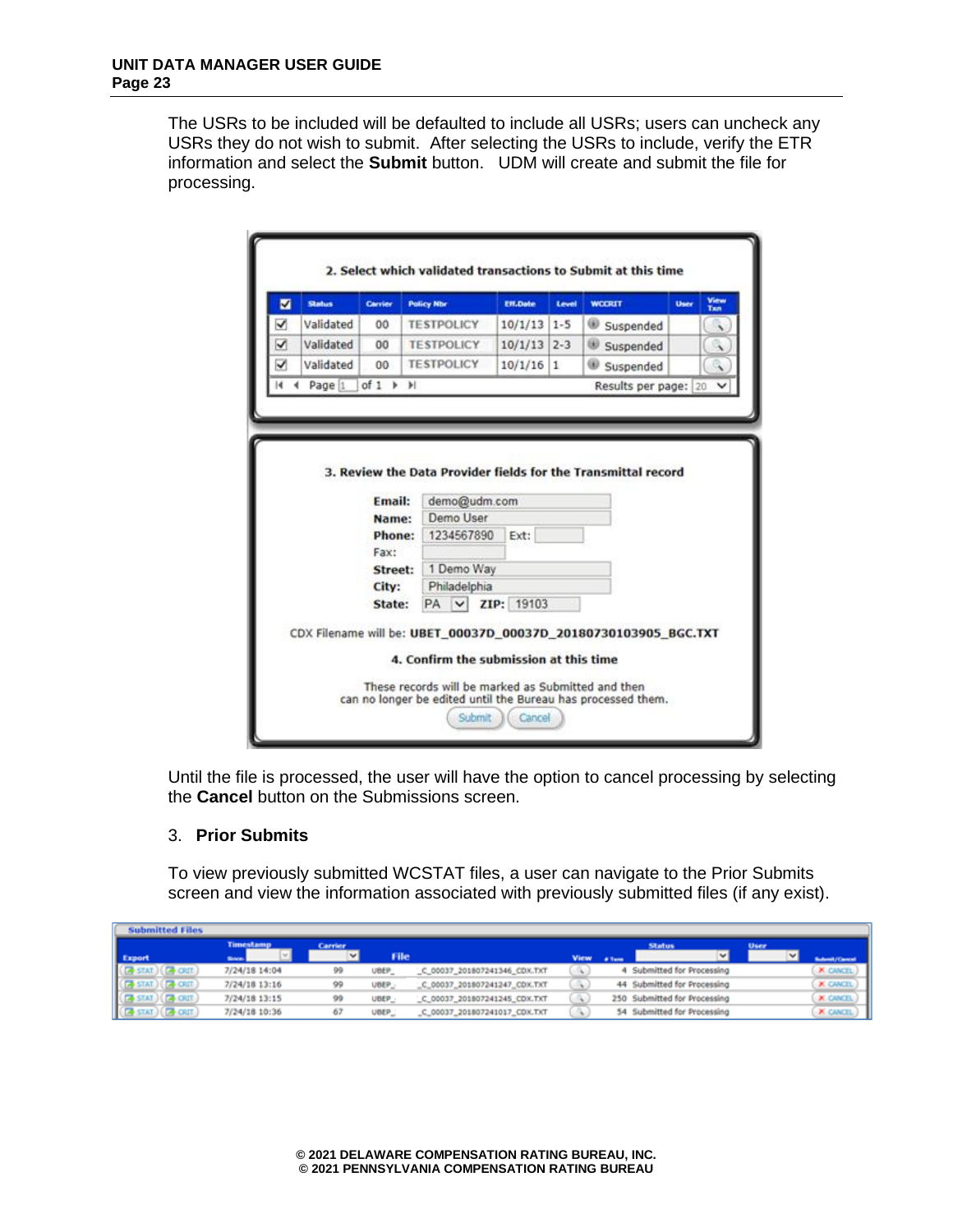The USRs to be included will be defaulted to include all USRs; users can uncheck any USRs they do not wish to submit. After selecting the USRs to include, verify the ETR information and select the **Submit** button. UDM will create and submit the file for processing.

Until the file is processed, the user will have the option to cancel processing by selecting the **Cancel** button on the Submissions screen.

## 3. Prior Submits

To view previously submitted WCSTAT files, a user can navigate to the Prior Submits screen and view the information associated with previously submitted files (if any exist).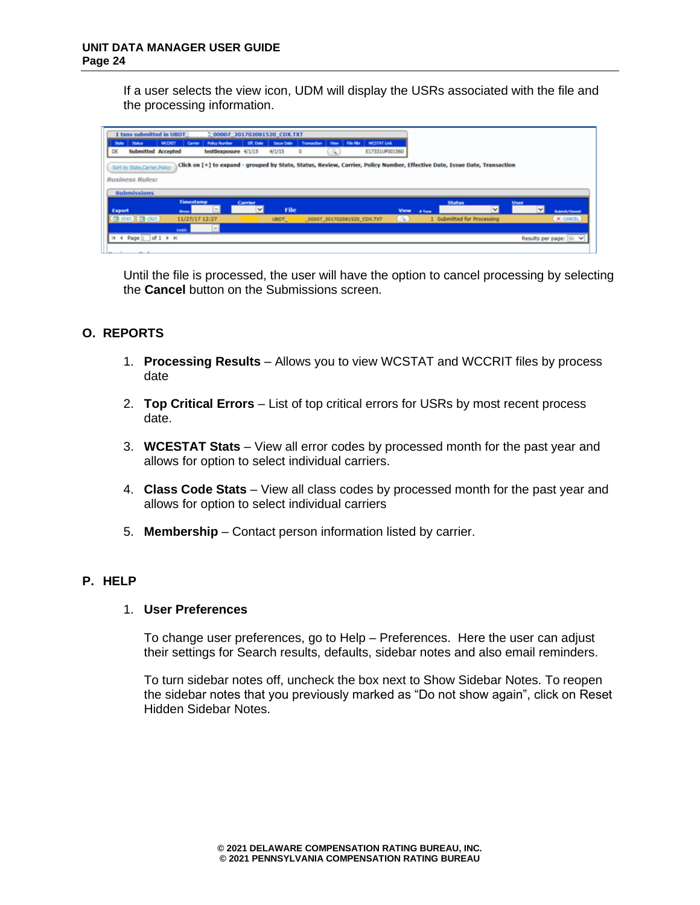If a user selects the view icon, UDM will display the USRs associated with the file and the processing information.

Until the file is processed, the user will have the option to cancel processing by selecting the **Cancel** button on the Submissions screen.

## O. REPORTS

1. **Processing Results** – Allows you to view WCSTAT and WCCRIT files by process date

2. **Top Critical Errors** – List of top critical errors for USRs by most recent process date.

3. **WCESTAT Stats** – View all error codes by processed month for the past year and allows for option to select individual carriers.

4. **Class Code Stats** – View all class codes by processed month for the past year and allows for option to select individual carriers

5. **Membership** – Contact person information listed by carrier.

## P. HELP

1. **User Preferences**

   To change user preferences, go to Help – Preferences. Here the user can adjust their settings for Search results, defaults, sidebar notes and also email reminders.

   To turn sidebar notes off, uncheck the box next to Show Sidebar Notes. To reopen the sidebar notes that you previously marked as "Do not show again", click on Reset Hidden Sidebar Notes.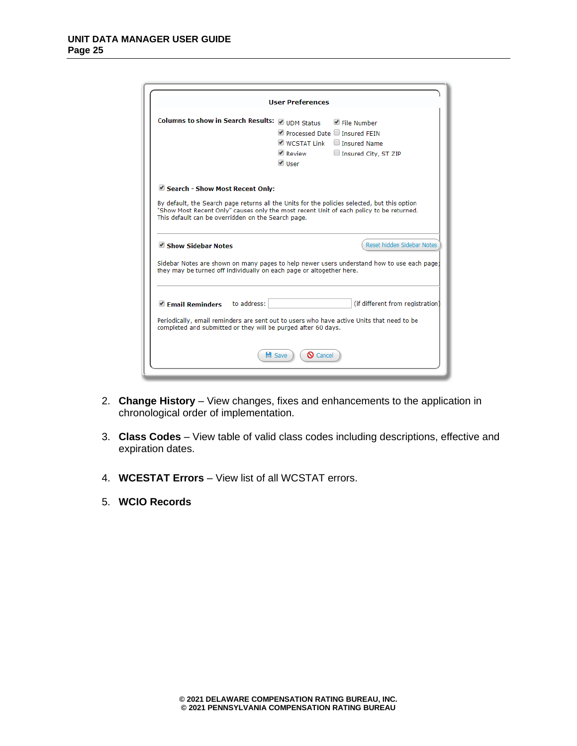**User Preferences**

**Columns to show in Search Results:**

- ☑ UDM Status
- ☑ File Number
- ☑ Processed Date
- ☐ Insured FEIN
- ☑ WCSTAT Link
- ☐ Insured Name
- ☑ Review
- ☐ Insured City, ST ZIP
- ☑ User

☑ **Search - Show Most Recent Only:**

By default, the Search page returns all the Units for the policies selected, but this option "Show Most Recent Only" causes only the most recent Unit of each policy to be returned. This default can be overridden on the Search page.

☑ **Show Sidebar Notes** [Reset hidden Sidebar Notes]

Sidebar Notes are shown on many pages to help newer users understand how to use each page; they may be turned off individually on each page or altogether here.

☑ **Email Reminders** to address: ____________ (if different from registration)

Periodically, email reminders are sent out to users who have active Units that need to be completed and submitted or they will be purged after 60 days.

[Save] [Cancel]

2. **Change History** – View changes, fixes and enhancements to the application in chronological order of implementation.

3. **Class Codes** – View table of valid class codes including descriptions, effective and expiration dates.

4. **WCESTAT Errors** – View list of all WCSTAT errors.

5. **WCIO Records**